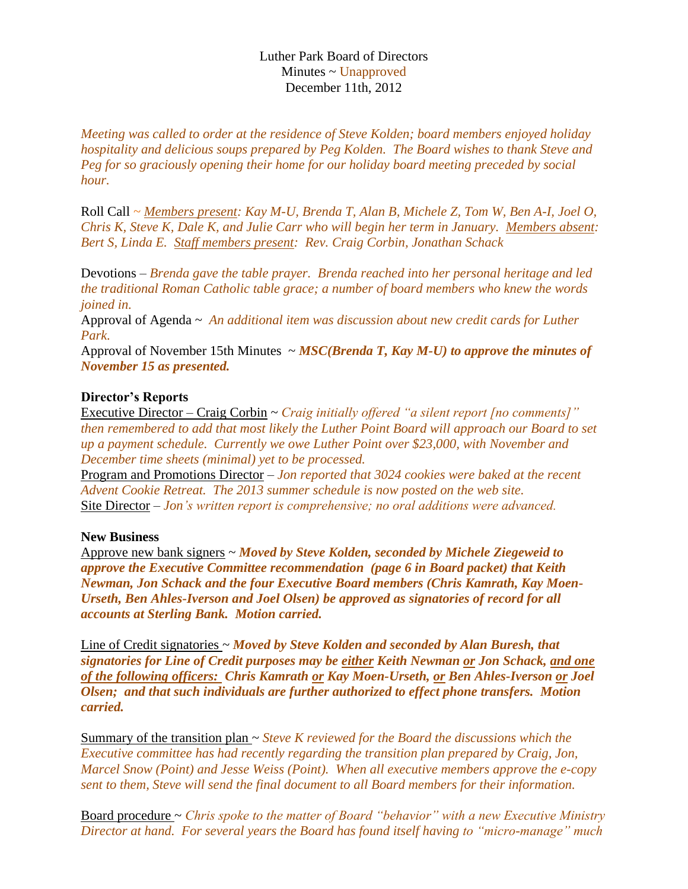Luther Park Board of Directors
Minutes ~ Unapproved
December 11th, 2012

*Meeting was called to order at the residence of Steve Kolden; board members enjoyed holiday hospitality and delicious soups prepared by Peg Kolden. The Board wishes to thank Steve and Peg for so graciously opening their home for our holiday board meeting preceded by social hour.*

Roll Call ~ *Members present: Kay M-U, Brenda T, Alan B, Michele Z, Tom W, Ben A-I, Joel O, Chris K, Steve K, Dale K, and Julie Carr who will begin her term in January. Members absent: Bert S, Linda E. Staff members present: Rev. Craig Corbin, Jonathan Schack*

Devotions – *Brenda gave the table prayer. Brenda reached into her personal heritage and led the traditional Roman Catholic table grace; a number of board members who knew the words joined in.*

Approval of Agenda ~ *An additional item was discussion about new credit cards for Luther Park.*

Approval of November 15th Minutes ~ ***MSC(Brenda T, Kay M-U) to approve the minutes of November 15 as presented.***

**Director's Reports**

Executive Director – Craig Corbin ~ *Craig initially offered "a silent report [no comments]" then remembered to add that most likely the Luther Point Board will approach our Board to set up a payment schedule. Currently we owe Luther Point over $23,000, with November and December time sheets (minimal) yet to be processed.*

Program and Promotions Director – *Jon reported that 3024 cookies were baked at the recent Advent Cookie Retreat. The 2013 summer schedule is now posted on the web site.*

Site Director – *Jon's written report is comprehensive; no oral additions were advanced.*

**New Business**

Approve new bank signers ~ ***Moved by Steve Kolden, seconded by Michele Ziegeweid to approve the Executive Committee recommendation (page 6 in Board packet) that Keith Newman, Jon Schack and the four Executive Board members (Chris Kamrath, Kay Moen-Urseth, Ben Ahles-Iverson and Joel Olsen) be approved as signatories of record for all accounts at Sterling Bank. Motion carried.***

Line of Credit signatories ~ ***Moved by Steve Kolden and seconded by Alan Buresh, that signatories for Line of Credit purposes may be either Keith Newman or Jon Schack, and one of the following officers: Chris Kamrath or Kay Moen-Urseth, or Ben Ahles-Iverson or Joel Olsen; and that such individuals are further authorized to effect phone transfers. Motion carried.***

Summary of the transition plan ~ *Steve K reviewed for the Board the discussions which the Executive committee has had recently regarding the transition plan prepared by Craig, Jon, Marcel Snow (Point) and Jesse Weiss (Point). When all executive members approve the e-copy sent to them, Steve will send the final document to all Board members for their information.*

Board procedure ~ *Chris spoke to the matter of Board "behavior" with a new Executive Ministry Director at hand. For several years the Board has found itself having to "micro-manage" much*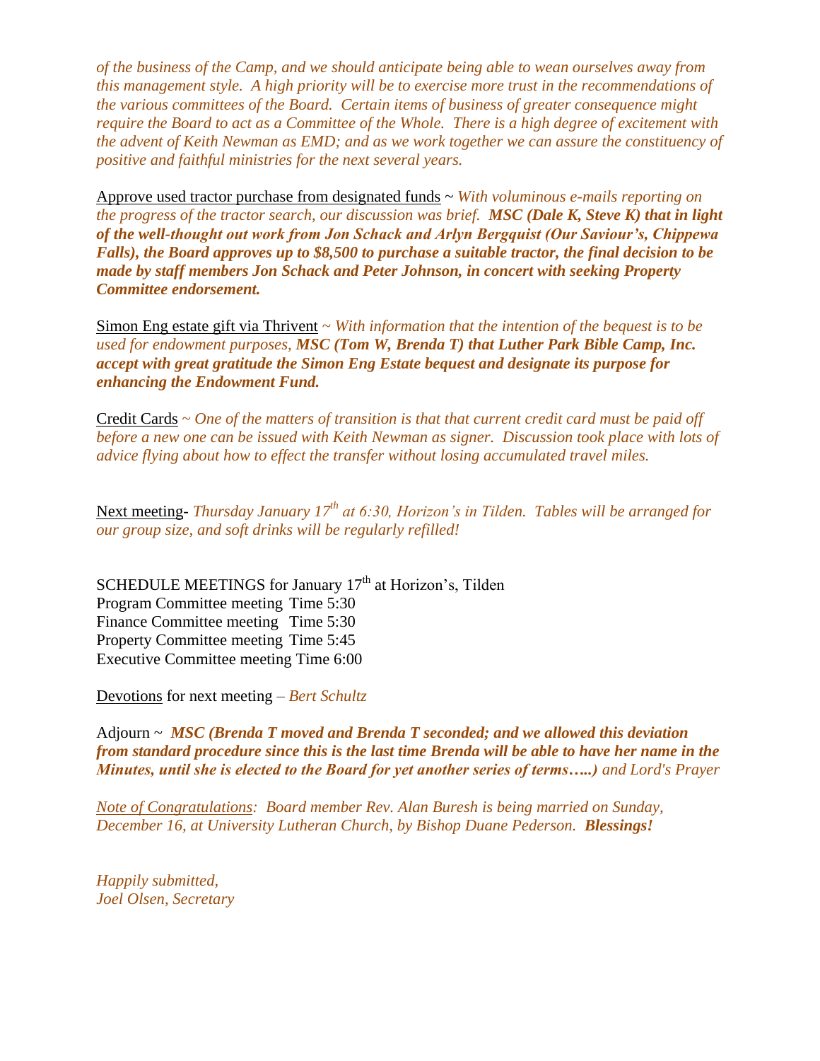*of the business of the Camp, and we should anticipate being able to wean ourselves away from this management style. A high priority will be to exercise more trust in the recommendations of the various committees of the Board. Certain items of business of greater consequence might require the Board to act as a Committee of the Whole. There is a high degree of excitement with the advent of Keith Newman as EMD; and as we work together we can assure the constituency of positive and faithful ministries for the next several years.*

<u>Approve used tractor purchase from designated funds</u> ~ *With voluminous e-mails reporting on the progress of the tractor search, our discussion was brief.* ***MSC (Dale K, Steve K) that in light of the well-thought out work from Jon Schack and Arlyn Bergquist (Our Saviour's, Chippewa Falls), the Board approves up to $8,500 to purchase a suitable tractor, the final decision to be made by staff members Jon Schack and Peter Johnson, in concert with seeking Property Committee endorsement.***

<u>Simon Eng estate gift via Thrivent</u> ~ *With information that the intention of the bequest is to be used for endowment purposes,* ***MSC (Tom W, Brenda T) that Luther Park Bible Camp, Inc. accept with great gratitude the Simon Eng Estate bequest and designate its purpose for enhancing the Endowment Fund.***

<u>Credit Cards</u> ~ *One of the matters of transition is that that current credit card must be paid off before a new one can be issued with Keith Newman as signer. Discussion took place with lots of advice flying about how to effect the transfer without losing accumulated travel miles.*

<u>Next meeting</u>- *Thursday January 17th at 6:30, Horizon's in Tilden. Tables will be arranged for our group size, and soft drinks will be regularly refilled!*

SCHEDULE MEETINGS for January 17th at Horizon's, Tilden
Program Committee meeting Time 5:30
Finance Committee meeting Time 5:30
Property Committee meeting Time 5:45
Executive Committee meeting Time 6:00

<u>Devotions</u> for next meeting – *Bert Schultz*

Adjourn ~ ***MSC (Brenda T moved and Brenda T seconded; and we allowed this deviation from standard procedure since this is the last time Brenda will be able to have her name in the Minutes, until she is elected to the Board for yet another series of terms…..)*** *and Lord's Prayer*

*<u>Note of Congratulations</u>: Board member Rev. Alan Buresh is being married on Sunday, December 16, at University Lutheran Church, by Bishop Duane Pederson.* ***Blessings!***

*Happily submitted,*
*Joel Olsen, Secretary*